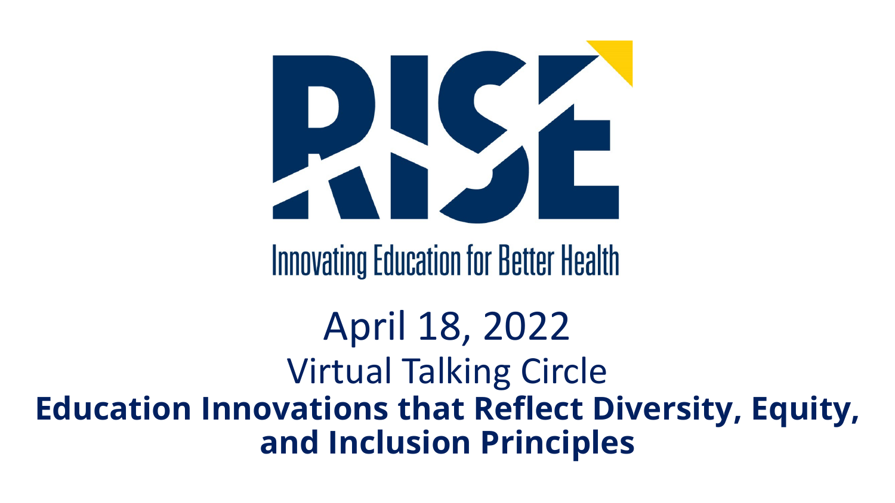# RISE

Innovating Education for Better Health

April 18, 2022

Virtual Talking Circle

**Education Innovations that Reflect Diversity, Equity, and Inclusion Principles**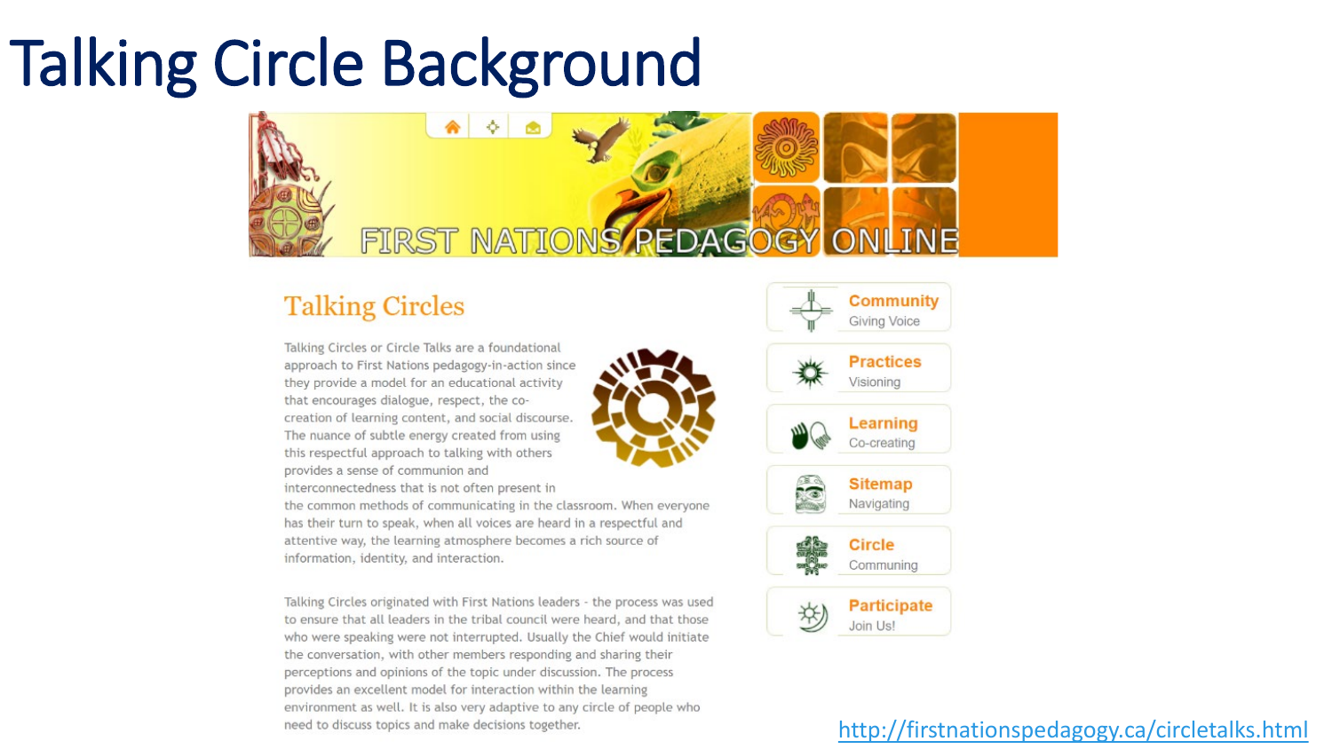# Talking Circle Background

FIRST NATIONS PEDAGOGY ONLINE

## Talking Circles

Talking Circles or Circle Talks are a foundational approach to First Nations pedagogy-in-action since they provide a model for an educational activity that encourages dialogue, respect, the co-creation of learning content, and social discourse. The nuance of subtle energy created from using this respectful approach to talking with others provides a sense of communion and interconnectedness that is not often present in the common methods of communicating in the classroom. When everyone has their turn to speak, when all voices are heard in a respectful and attentive way, the learning atmosphere becomes a rich source of information, identity, and interaction.

Talking Circles originated with First Nations leaders - the process was used to ensure that all leaders in the tribal council were heard, and that those who were speaking were not interrupted. Usually the Chief would initiate the conversation, with other members responding and sharing their perceptions and opinions of the topic under discussion. The process provides an excellent model for interaction within the learning environment as well. It is also very adaptive to any circle of people who need to discuss topics and make decisions together.

- **Community** – Giving Voice
- **Practices** – Visioning
- **Learning** – Co-creating
- **Sitemap** – Navigating
- **Circle** – Communing
- **Participate** – Join Us!

http://firstnationspedagogy.ca/circletalks.html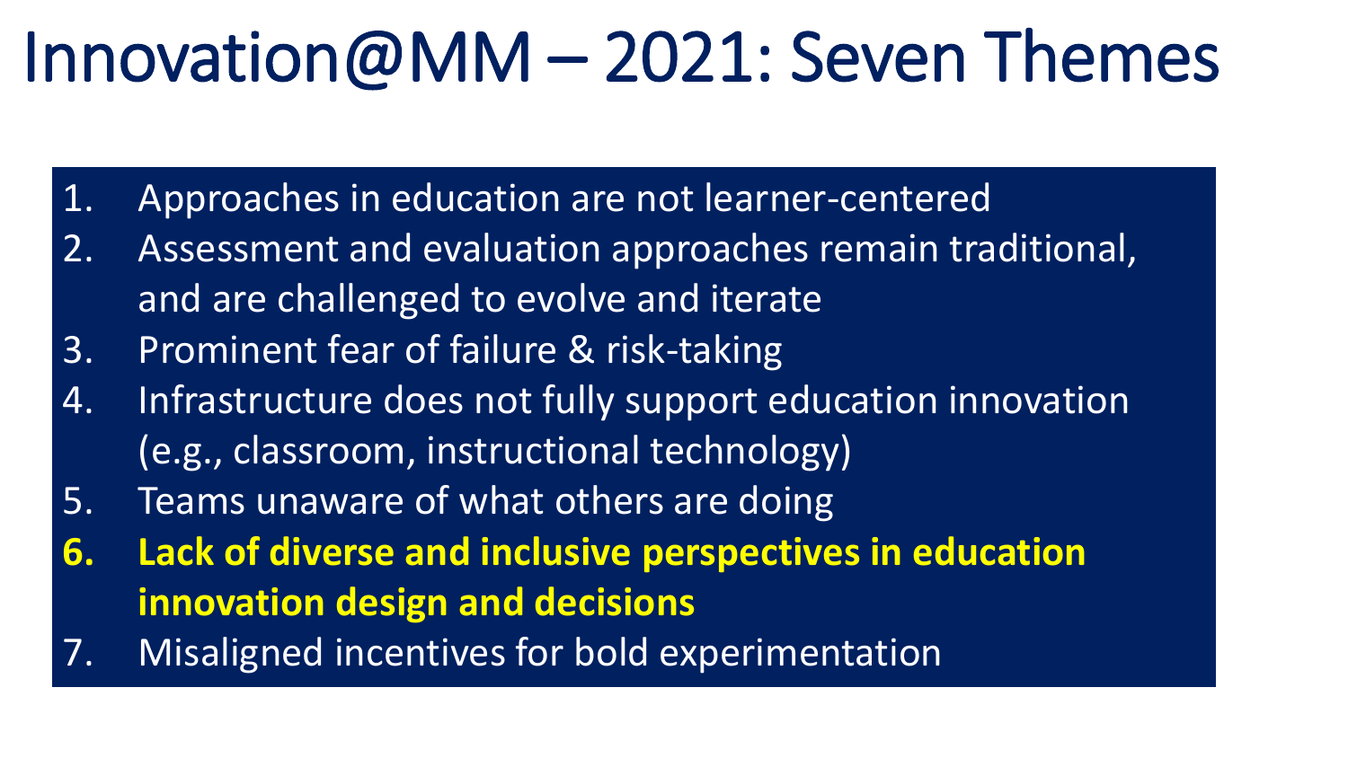# Innovation@MM – 2021: Seven Themes

1. Approaches in education are not learner-centered
2. Assessment and evaluation approaches remain traditional, and are challenged to evolve and iterate
3. Prominent fear of failure & risk-taking
4. Infrastructure does not fully support education innovation (e.g., classroom, instructional technology)
5. Teams unaware of what others are doing
6. **Lack of diverse and inclusive perspectives in education innovation design and decisions**
7. Misaligned incentives for bold experimentation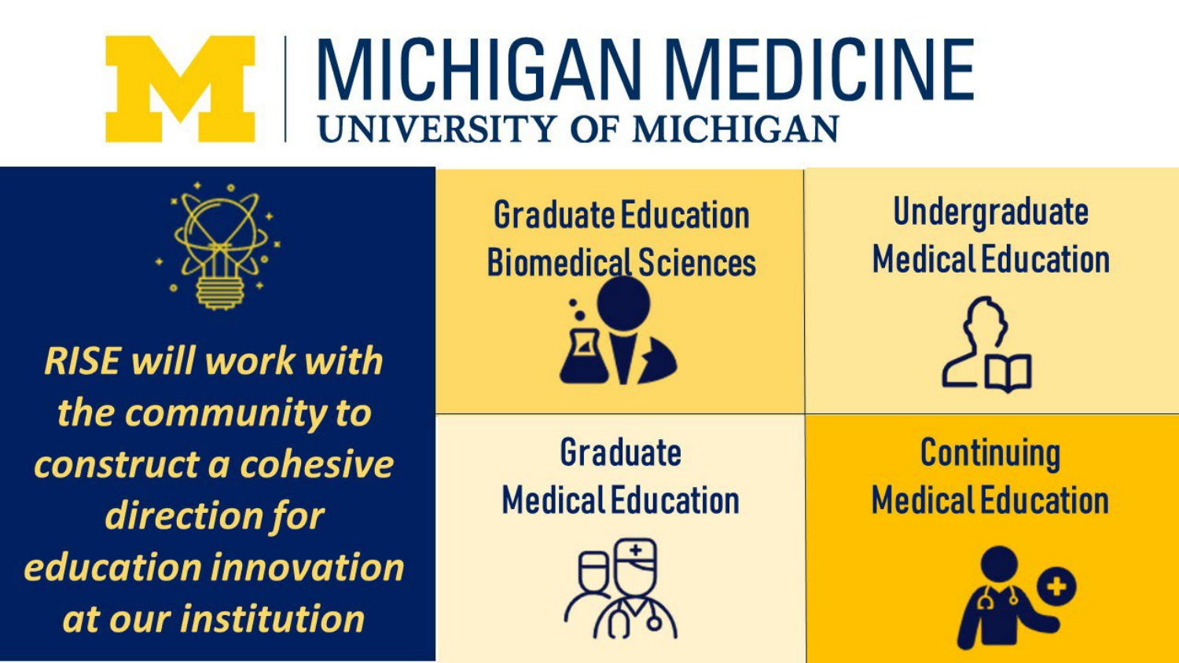# MICHIGAN MEDICINE

## UNIVERSITY OF MICHIGAN

***RISE will work with the community to construct a cohesive direction for education innovation at our institution***

**Graduate Education Biomedical Sciences**

**Undergraduate Medical Education**

**Graduate Medical Education**

**Continuing Medical Education**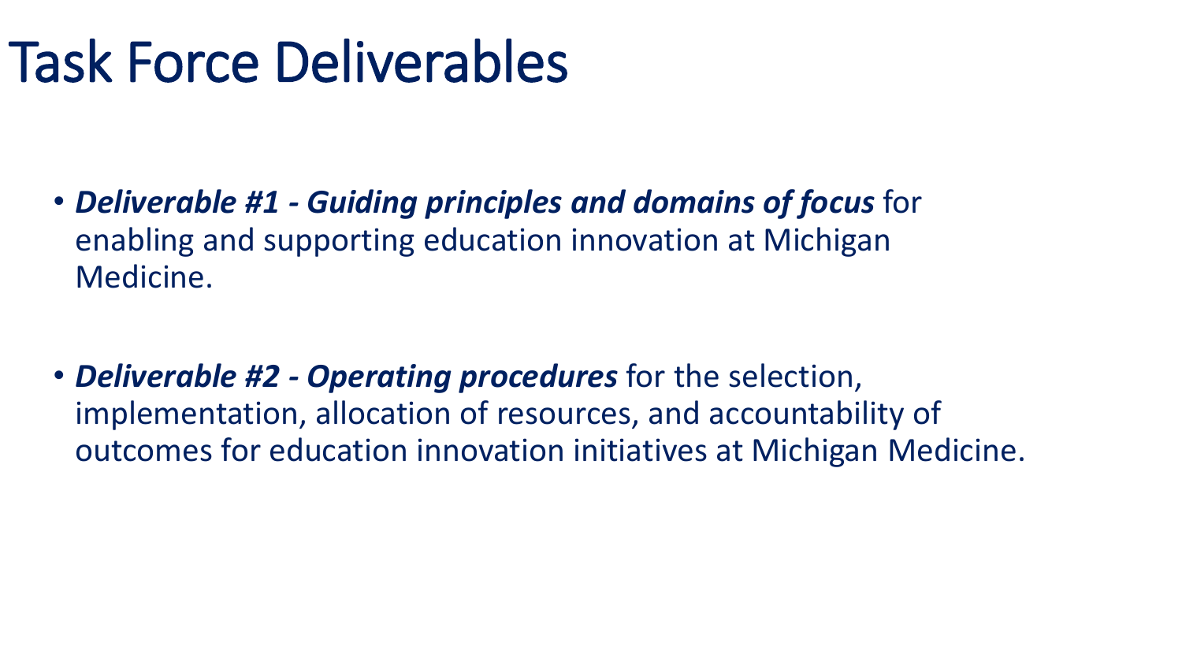# Task Force Deliverables

- ***Deliverable #1 - Guiding principles and domains of focus*** for enabling and supporting education innovation at Michigan Medicine.

- ***Deliverable #2 - Operating procedures*** for the selection, implementation, allocation of resources, and accountability of outcomes for education innovation initiatives at Michigan Medicine.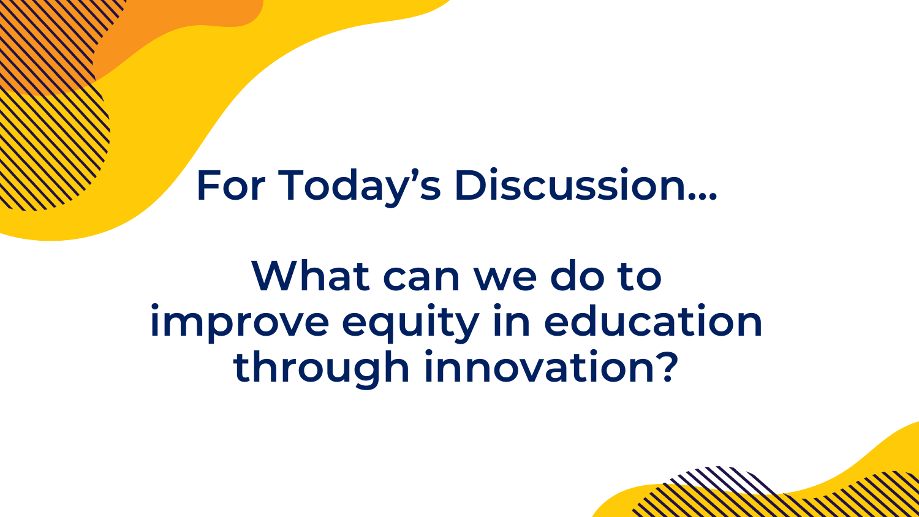# For Today's Discussion...

## What can we do to improve equity in education through innovation?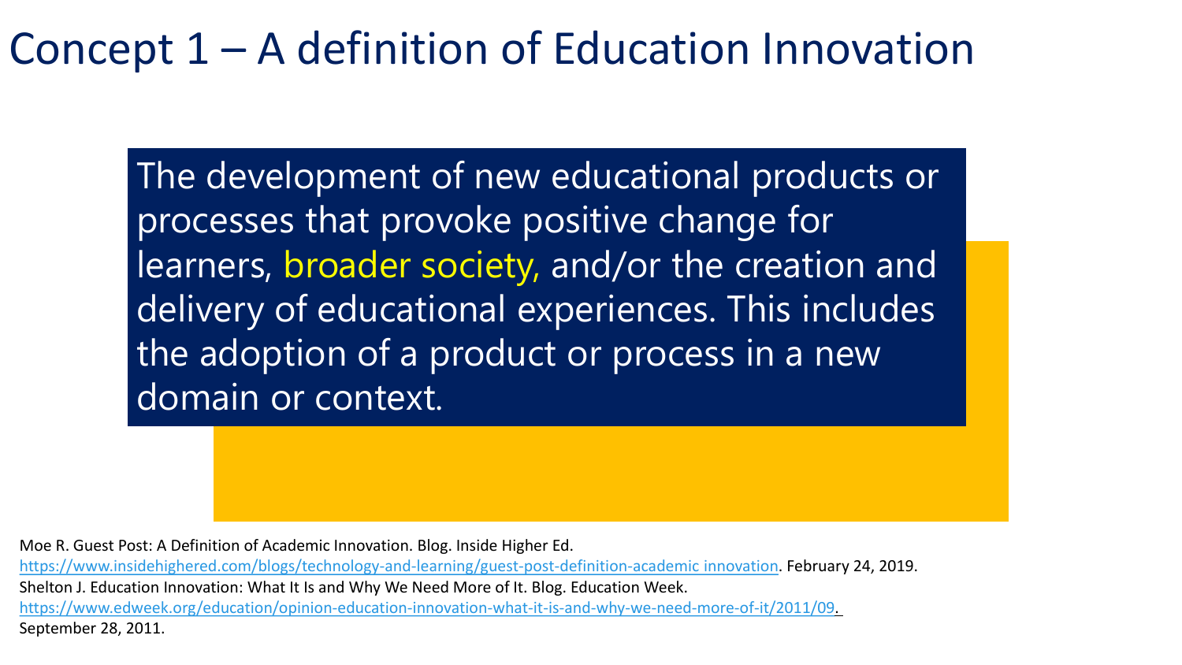# Concept 1 – A definition of Education Innovation

The development of new educational products or processes that provoke positive change for learners, broader society, and/or the creation and delivery of educational experiences. This includes the adoption of a product or process in a new domain or context.

Moe R. Guest Post: A Definition of Academic Innovation. Blog. Inside Higher Ed. https://www.insidehighered.com/blogs/technology-and-learning/guest-post-definition-academic innovation. February 24, 2019.

Shelton J. Education Innovation: What It Is and Why We Need More of It. Blog. Education Week. https://www.edweek.org/education/opinion-education-innovation-what-it-is-and-why-we-need-more-of-it/2011/09. September 28, 2011.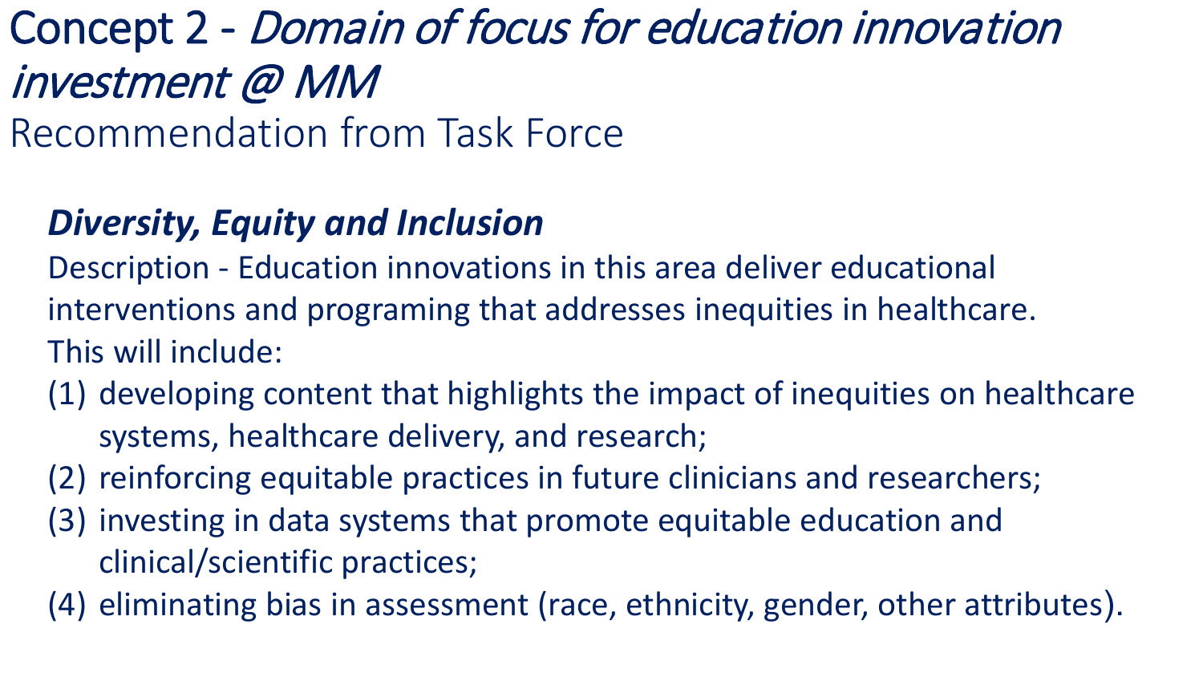# Concept 2 - *Domain of focus for education innovation investment @ MM*

Recommendation from Task Force

### *Diversity, Equity and Inclusion*

Description - Education innovations in this area deliver educational interventions and programing that addresses inequities in healthcare. This will include:

(1) developing content that highlights the impact of inequities on healthcare systems, healthcare delivery, and research;
(2) reinforcing equitable practices in future clinicians and researchers;
(3) investing in data systems that promote equitable education and clinical/scientific practices;
(4) eliminating bias in assessment (race, ethnicity, gender, other attributes).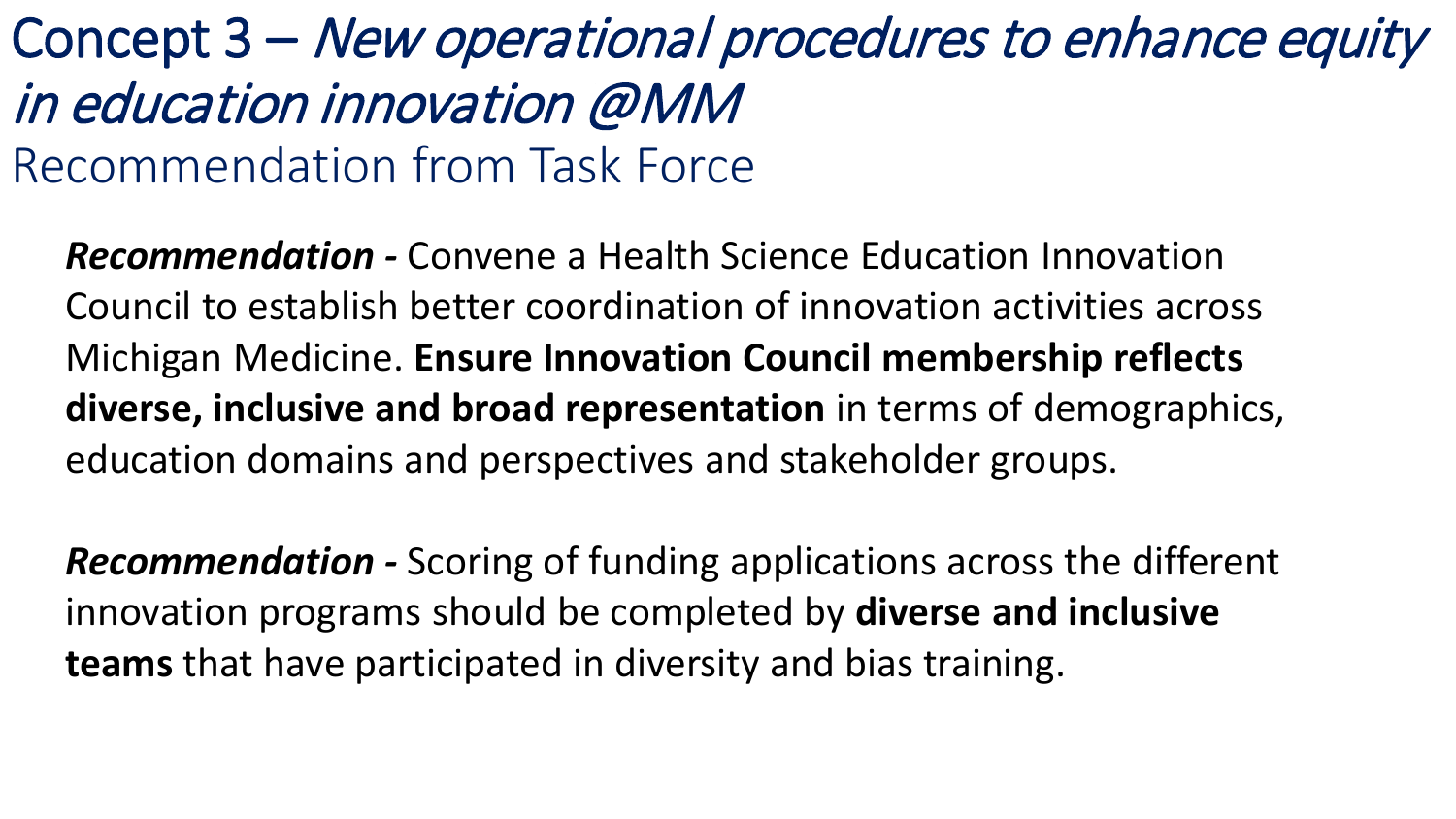# Concept 3 – *New operational procedures to enhance equity in education innovation @MM*

## Recommendation from Task Force

***Recommendation -*** Convene a Health Science Education Innovation Council to establish better coordination of innovation activities across Michigan Medicine. **Ensure Innovation Council membership reflects diverse, inclusive and broad representation** in terms of demographics, education domains and perspectives and stakeholder groups.

***Recommendation -*** Scoring of funding applications across the different innovation programs should be completed by **diverse and inclusive teams** that have participated in diversity and bias training.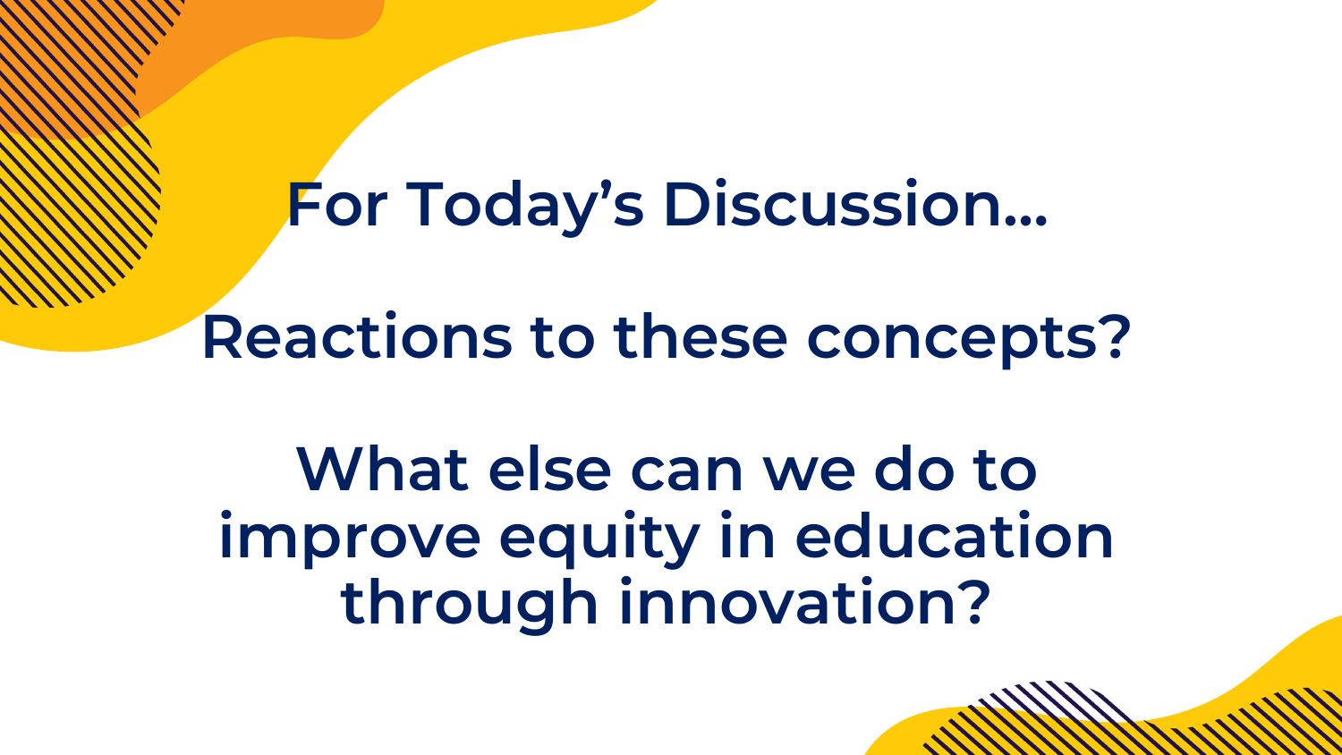# For Today's Discussion…

## Reactions to these concepts?

## What else can we do to improve equity in education through innovation?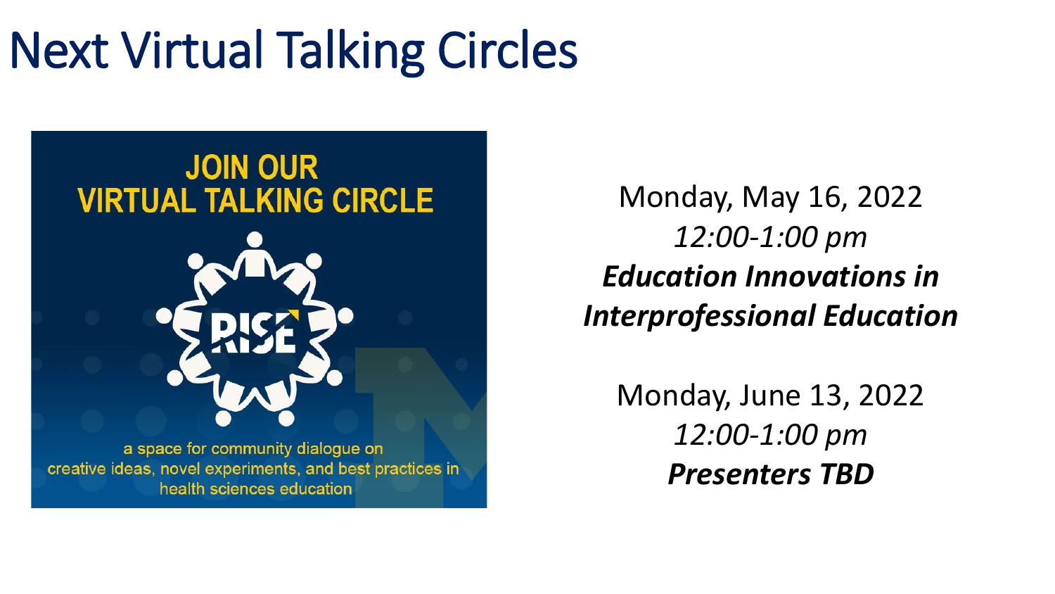# Next Virtual Talking Circles

JOIN OUR
VIRTUAL TALKING CIRCLE

RISE

a space for community dialogue on creative ideas, novel experiments, and best practices in health sciences education

Monday, May 16, 2022
*12:00-1:00 pm*
***Education Innovations in Interprofessional Education***

Monday, June 13, 2022
*12:00-1:00 pm*
***Presenters TBD***